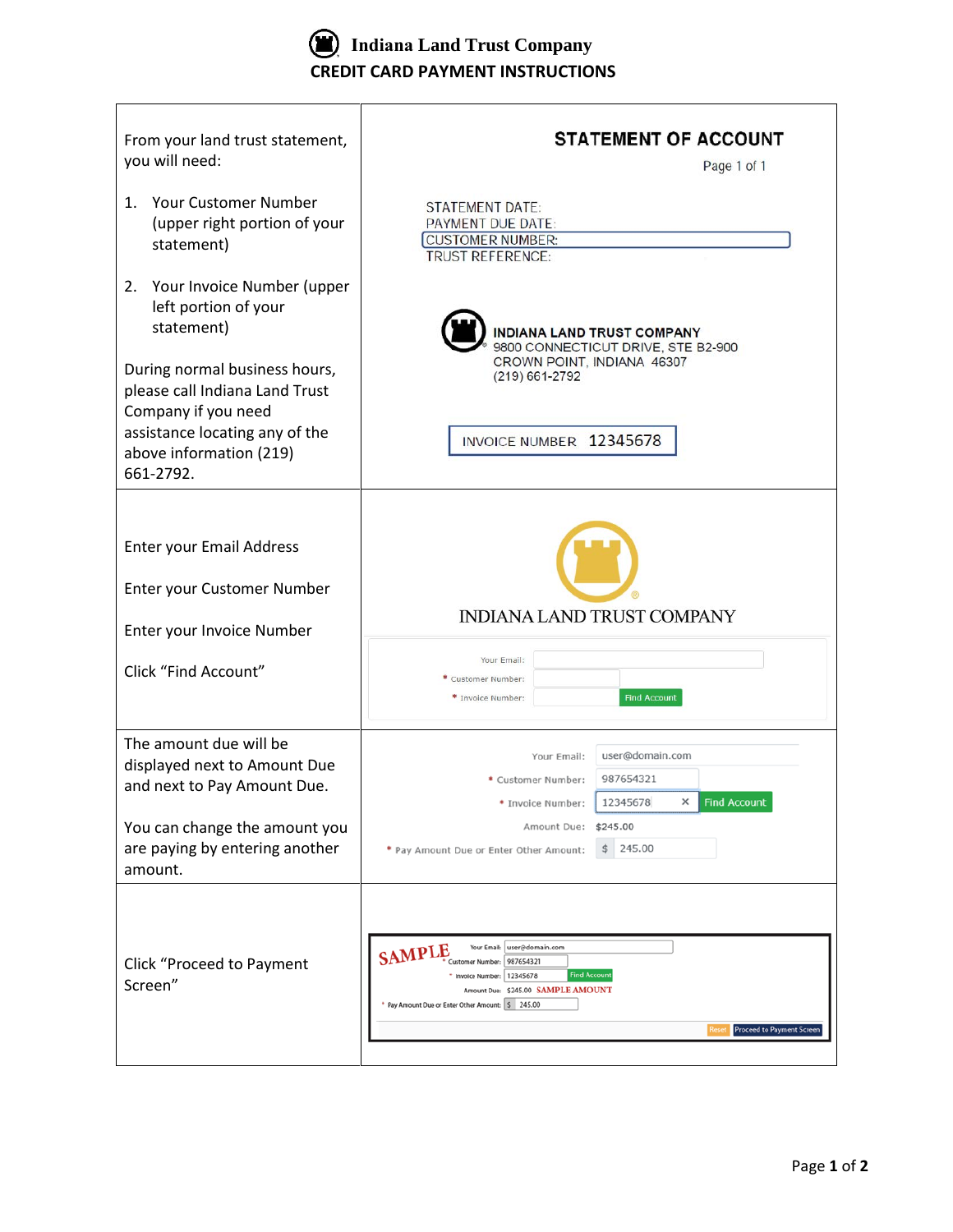# Indiana Land Trust Company

## CREDIT CARD PAYMENT INSTRUCTIONS

| | |
|---|---|
| From your land trust statement, you will need:<br><br>1. Your Customer Number (upper right portion of your statement)<br><br>2. Your Invoice Number (upper left portion of your statement)<br><br>During normal business hours, please call Indiana Land Trust Company if you need assistance locating any of the above information (219) 661-2792. | **STATEMENT OF ACCOUNT**<br>Page 1 of 1<br><br>STATEMENT DATE:<br>PAYMENT DUE DATE:<br>CUSTOMER NUMBER:<br>TRUST REFERENCE:<br><br>**INDIANA LAND TRUST COMPANY**<br>9800 CONNECTICUT DRIVE, STE B2-900<br>CROWN POINT, INDIANA 46307<br>(219) 661-2792<br><br>INVOICE NUMBER 12345678 |
| Enter your Email Address<br><br>Enter your Customer Number<br><br>Enter your Invoice Number<br><br>Click "Find Account" | INDIANA LAND TRUST COMPANY<br><br>Your Email:<br>* Customer Number:<br>* Invoice Number: Find Account |
| The amount due will be displayed next to Amount Due and next to Pay Amount Due.<br><br>You can change the amount you are paying by entering another amount. | Your Email: user@domain.com<br>* Customer Number: 987654321<br>* Invoice Number: 12345678 Find Account<br>Amount Due: $245.00<br>* Pay Amount Due or Enter Other Amount: $ 245.00 |
| Click "Proceed to Payment Screen" | SAMPLE<br>Your Email: user@domain.com<br>* Customer Number: 987654321<br>* Invoice Number: 12345678 Find Account<br>Amount Due: $245.00 SAMPLE AMOUNT<br>* Pay Amount Due or Enter Other Amount: $ 245.00<br>Reset Proceed to Payment Screen |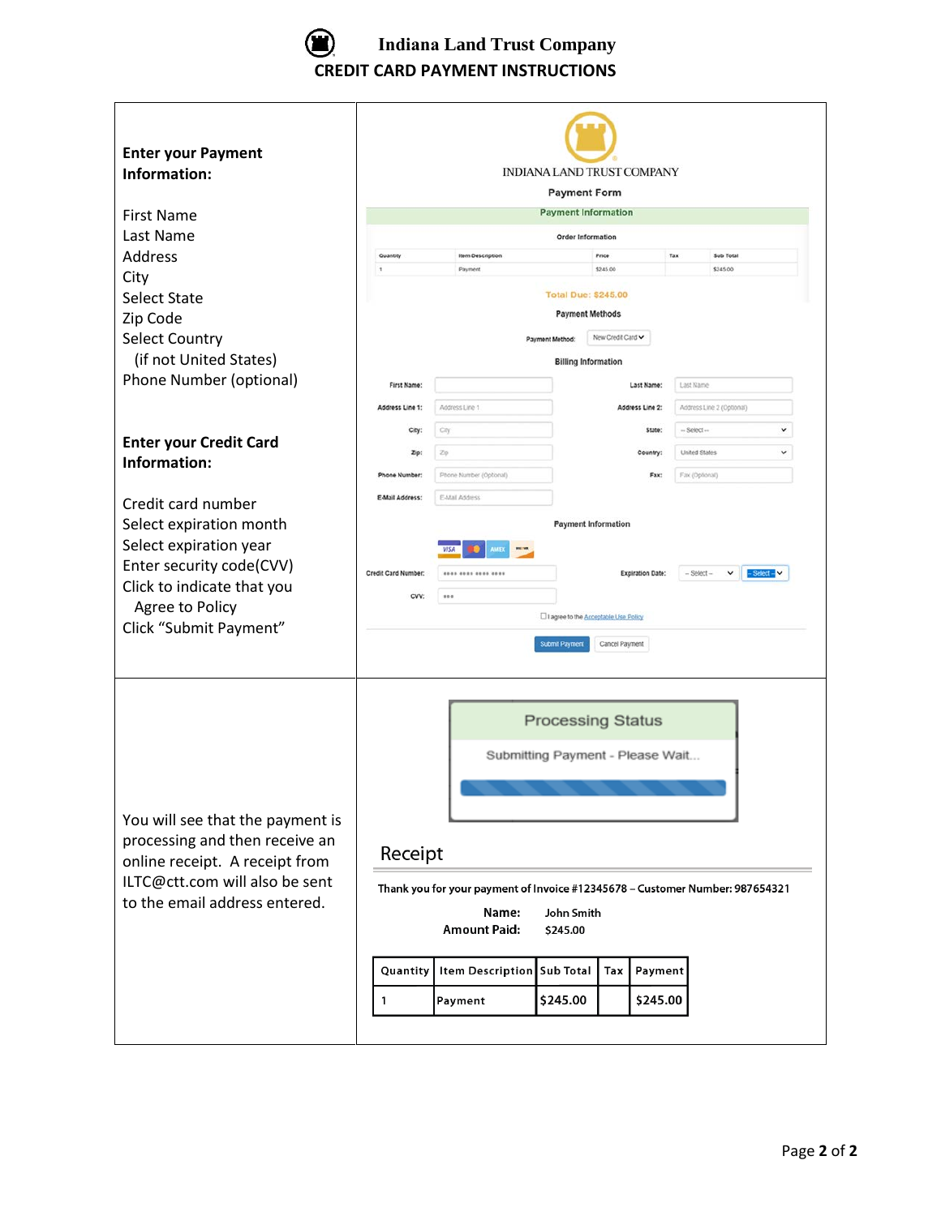# Indiana Land Trust Company

## CREDIT CARD PAYMENT INSTRUCTIONS

**Enter your Payment Information:**

First Name
Last Name
Address
City
Select State
Zip Code
Select Country
(if not United States)
Phone Number (optional)

**Enter your Credit Card Information:**

Credit card number
Select expiration month
Select expiration year
Enter security code(CVV)
Click to indicate that you Agree to Policy
Click "Submit Payment"

INDIANA LAND TRUST COMPANY

Payment Form

Payment Information

Order Information

| Quantity | Item Description | Price | Tax | Sub Total |
|---|---|---|---|---|
| 1 | Payment | $245.00 | | $245.00 |

Total Due: $245.00

Payment Methods

Payment Method: New Credit Card

Billing Information

First Name: | Last Name: Last Name
Address Line 1: Address Line 1 | Address Line 2: Address Line 2 (Optional)
City: City | State: -- Select --
Zip: Zip | Country: United States
Phone Number: Phone Number (Optional) | Fax: Fax (Optional)
E-Mail Address: E-Mail Address

Payment Information

Credit Card Number: **** **** **** **** | Expiration Date: -- Select -- | -Select-
CVV: ***

I agree to the Acceptable Use Policy

Submit Payment | Cancel Payment

You will see that the payment is processing and then receive an online receipt. A receipt from ILTC@ctt.com will also be sent to the email address entered.

Processing Status

Submitting Payment - Please Wait...

## Receipt

Thank you for your payment of Invoice #12345678 – Customer Number: 987654321

**Name:** John Smith
**Amount Paid:** $245.00

| Quantity | Item Description | Sub Total | Tax | Payment |
|---|---|---|---|---|
| 1 | Payment | $245.00 | | $245.00 |